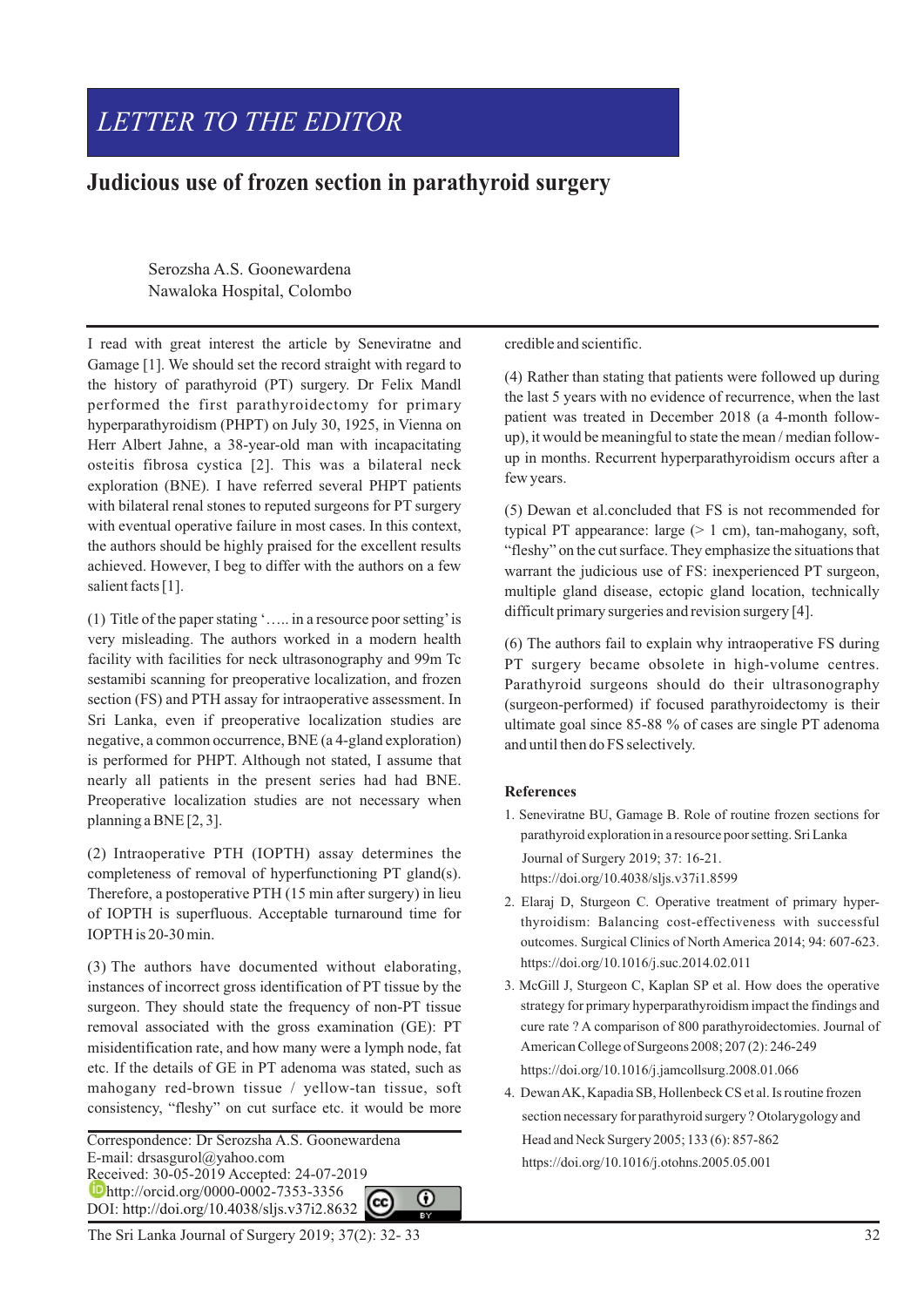# LETTER TO THE EDITOR

## Judicious use of frozen section in parathyroid surgery

Serozsha A.S. Goonewardena
Nawaloka Hospital, Colombo

I read with great interest the article by Seneviratne and Gamage [1]. We should set the record straight with regard to the history of parathyroid (PT) surgery. Dr Felix Mandl performed the first parathyroidectomy for primary hyperparathyroidism (PHPT) on July 30, 1925, in Vienna on Herr Albert Jahne, a 38-year-old man with incapacitating osteitis fibrosa cystica [2]. This was a bilateral neck exploration (BNE). I have referred several PHPT patients with bilateral renal stones to reputed surgeons for PT surgery with eventual operative failure in most cases. In this context, the authors should be highly praised for the excellent results achieved. However, I beg to differ with the authors on a few salient facts [1].

(1) Title of the paper stating '….. in a resource poor setting' is very misleading. The authors worked in a modern health facility with facilities for neck ultrasonography and 99m Tc sestamibi scanning for preoperative localization, and frozen section (FS) and PTH assay for intraoperative assessment. In Sri Lanka, even if preoperative localization studies are negative, a common occurrence, BNE (a 4-gland exploration) is performed for PHPT. Although not stated, I assume that nearly all patients in the present series had had BNE. Preoperative localization studies are not necessary when planning a BNE [2, 3].

(2) Intraoperative PTH (IOPTH) assay determines the completeness of removal of hyperfunctioning PT gland(s). Therefore, a postoperative PTH (15 min after surgery) in lieu of IOPTH is superfluous. Acceptable turnaround time for IOPTH is 20-30 min.

(3) The authors have documented without elaborating, instances of incorrect gross identification of PT tissue by the surgeon. They should state the frequency of non-PT tissue removal associated with the gross examination (GE): PT misidentification rate, and how many were a lymph node, fat etc. If the details of GE in PT adenoma was stated, such as mahogany red-brown tissue / yellow-tan tissue, soft consistency, "fleshy" on cut surface etc. it would be more credible and scientific.

(4) Rather than stating that patients were followed up during the last 5 years with no evidence of recurrence, when the last patient was treated in December 2018 (a 4-month follow-up), it would be meaningful to state the mean / median follow-up in months. Recurrent hyperparathyroidism occurs after a few years.

(5) Dewan et al.concluded that FS is not recommended for typical PT appearance: large (> 1 cm), tan-mahogany, soft, "fleshy" on the cut surface. They emphasize the situations that warrant the judicious use of FS: inexperienced PT surgeon, multiple gland disease, ectopic gland location, technically difficult primary surgeries and revision surgery [4].

(6) The authors fail to explain why intraoperative FS during PT surgery became obsolete in high-volume centres. Parathyroid surgeons should do their ultrasonography (surgeon-performed) if focused parathyroidectomy is their ultimate goal since 85-88 % of cases are single PT adenoma and until then do FS selectively.

### References

1. Seneviratne BU, Gamage B. Role of routine frozen sections for parathyroid exploration in a resource poor setting. Sri Lanka Journal of Surgery 2019; 37: 16-21. https://doi.org/10.4038/sljs.v37i1.8599
2. Elaraj D, Sturgeon C. Operative treatment of primary hyperthyroidism: Balancing cost-effectiveness with successful outcomes. Surgical Clinics of North America 2014; 94: 607-623. https://doi.org/10.1016/j.suc.2014.02.011
3. McGill J, Sturgeon C, Kaplan SP et al. How does the operative strategy for primary hyperparathyroidism impact the findings and cure rate ? A comparison of 800 parathyroidectomies. Journal of American College of Surgeons 2008; 207 (2): 246-249 https://doi.org/10.1016/j.jamcollsurg.2008.01.066
4. Dewan AK, Kapadia SB, Hollenbeck CS et al. Is routine frozen section necessary for parathyroid surgery ? Otolarygology and Head and Neck Surgery 2005; 133 (6): 857-862 https://doi.org/10.1016/j.otohns.2005.05.001

Correspondence: Dr Serozsha A.S. Goonewardena
E-mail: drsasgurol@yahoo.com
Received: 30-05-2019 Accepted: 24-07-2019
http://orcid.org/0000-0002-7353-3356
DOI: http://doi.org/10.4038/sljs.v37i2.8632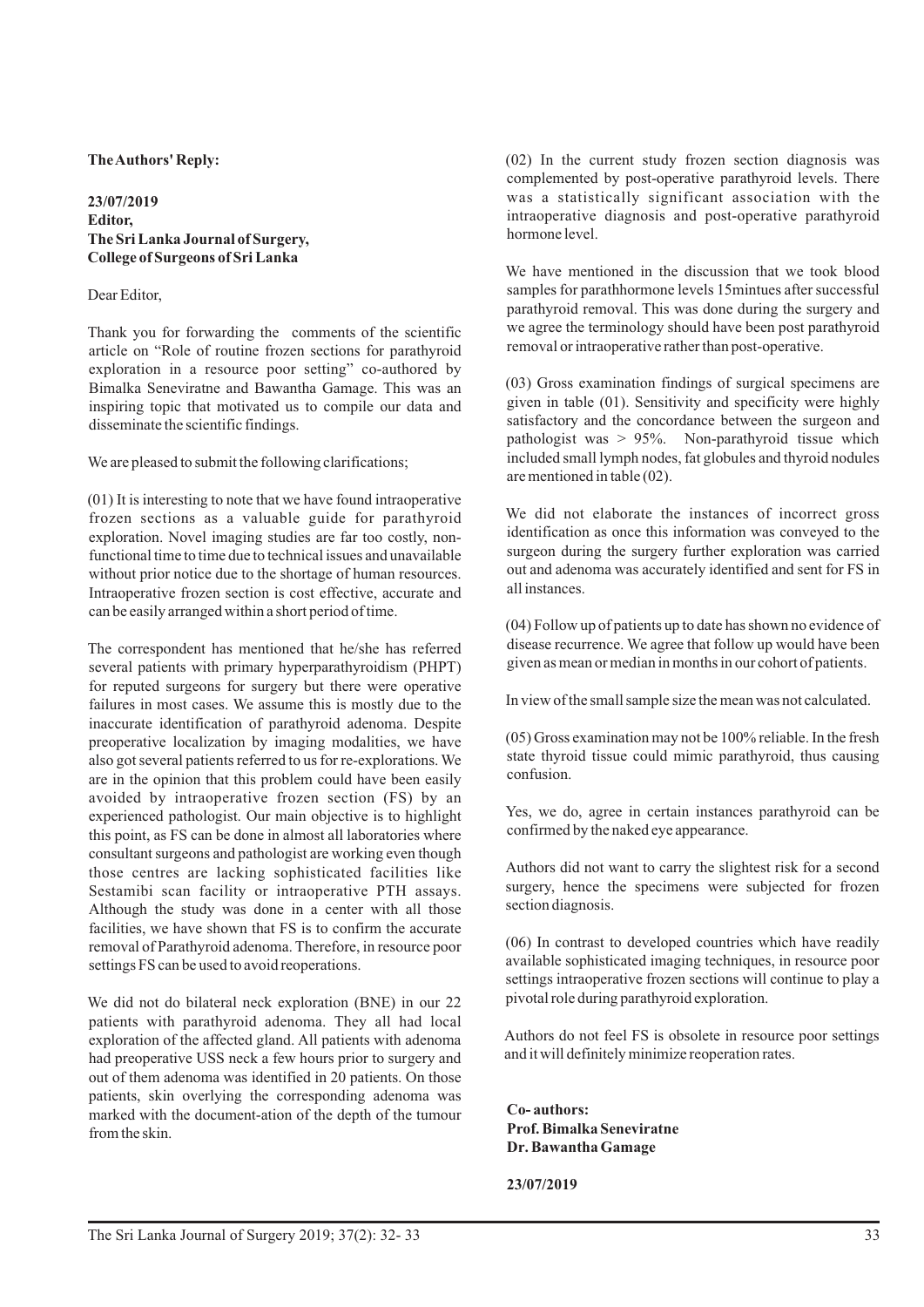**The Authors' Reply:**

**23/07/2019**
**Editor,**
**The Sri Lanka Journal of Surgery,**
**College of Surgeons of Sri Lanka**

Dear Editor,

Thank you for forwarding the comments of the scientific article on "Role of routine frozen sections for parathyroid exploration in a resource poor setting" co-authored by Bimalka Seneviratne and Bawantha Gamage. This was an inspiring topic that motivated us to compile our data and disseminate the scientific findings.

We are pleased to submit the following clarifications;

(01) It is interesting to note that we have found intraoperative frozen sections as a valuable guide for parathyroid exploration. Novel imaging studies are far too costly, non-functional time to time due to technical issues and unavailable without prior notice due to the shortage of human resources. Intraoperative frozen section is cost effective, accurate and can be easily arranged within a short period of time.

The correspondent has mentioned that he/she has referred several patients with primary hyperparathyroidism (PHPT) for reputed surgeons for surgery but there were operative failures in most cases. We assume this is mostly due to the inaccurate identification of parathyroid adenoma. Despite preoperative localization by imaging modalities, we have also got several patients referred to us for re-explorations. We are in the opinion that this problem could have been easily avoided by intraoperative frozen section (FS) by an experienced pathologist. Our main objective is to highlight this point, as FS can be done in almost all laboratories where consultant surgeons and pathologist are working even though those centres are lacking sophisticated facilities like Sestamibi scan facility or intraoperative PTH assays. Although the study was done in a center with all those facilities, we have shown that FS is to confirm the accurate removal of Parathyroid adenoma. Therefore, in resource poor settings FS can be used to avoid reoperations.

We did not do bilateral neck exploration (BNE) in our 22 patients with parathyroid adenoma. They all had local exploration of the affected gland. All patients with adenoma had preoperative USS neck a few hours prior to surgery and out of them adenoma was identified in 20 patients. On those patients, skin overlying the corresponding adenoma was marked with the document-ation of the depth of the tumour from the skin.

(02) In the current study frozen section diagnosis was complemented by post-operative parathyroid levels. There was a statistically significant association with the intraoperative diagnosis and post-operative parathyroid hormone level.

We have mentioned in the discussion that we took blood samples for parathhormone levels 15mintues after successful parathyroid removal. This was done during the surgery and we agree the terminology should have been post parathyroid removal or intraoperative rather than post-operative.

(03) Gross examination findings of surgical specimens are given in table (01). Sensitivity and specificity were highly satisfactory and the concordance between the surgeon and pathologist was > 95%. Non-parathyroid tissue which included small lymph nodes, fat globules and thyroid nodules are mentioned in table (02).

We did not elaborate the instances of incorrect gross identification as once this information was conveyed to the surgeon during the surgery further exploration was carried out and adenoma was accurately identified and sent for FS in all instances.

(04) Follow up of patients up to date has shown no evidence of disease recurrence. We agree that follow up would have been given as mean or median in months in our cohort of patients.

In view of the small sample size the mean was not calculated.

(05) Gross examination may not be 100% reliable. In the fresh state thyroid tissue could mimic parathyroid, thus causing confusion.

Yes, we do, agree in certain instances parathyroid can be confirmed by the naked eye appearance.

Authors did not want to carry the slightest risk for a second surgery, hence the specimens were subjected for frozen section diagnosis.

(06) In contrast to developed countries which have readily available sophisticated imaging techniques, in resource poor settings intraoperative frozen sections will continue to play a pivotal role during parathyroid exploration.

Authors do not feel FS is obsolete in resource poor settings and it will definitely minimize reoperation rates.

**Co- authors:**
**Prof. Bimalka Seneviratne**
**Dr. Bawantha Gamage**

**23/07/2019**